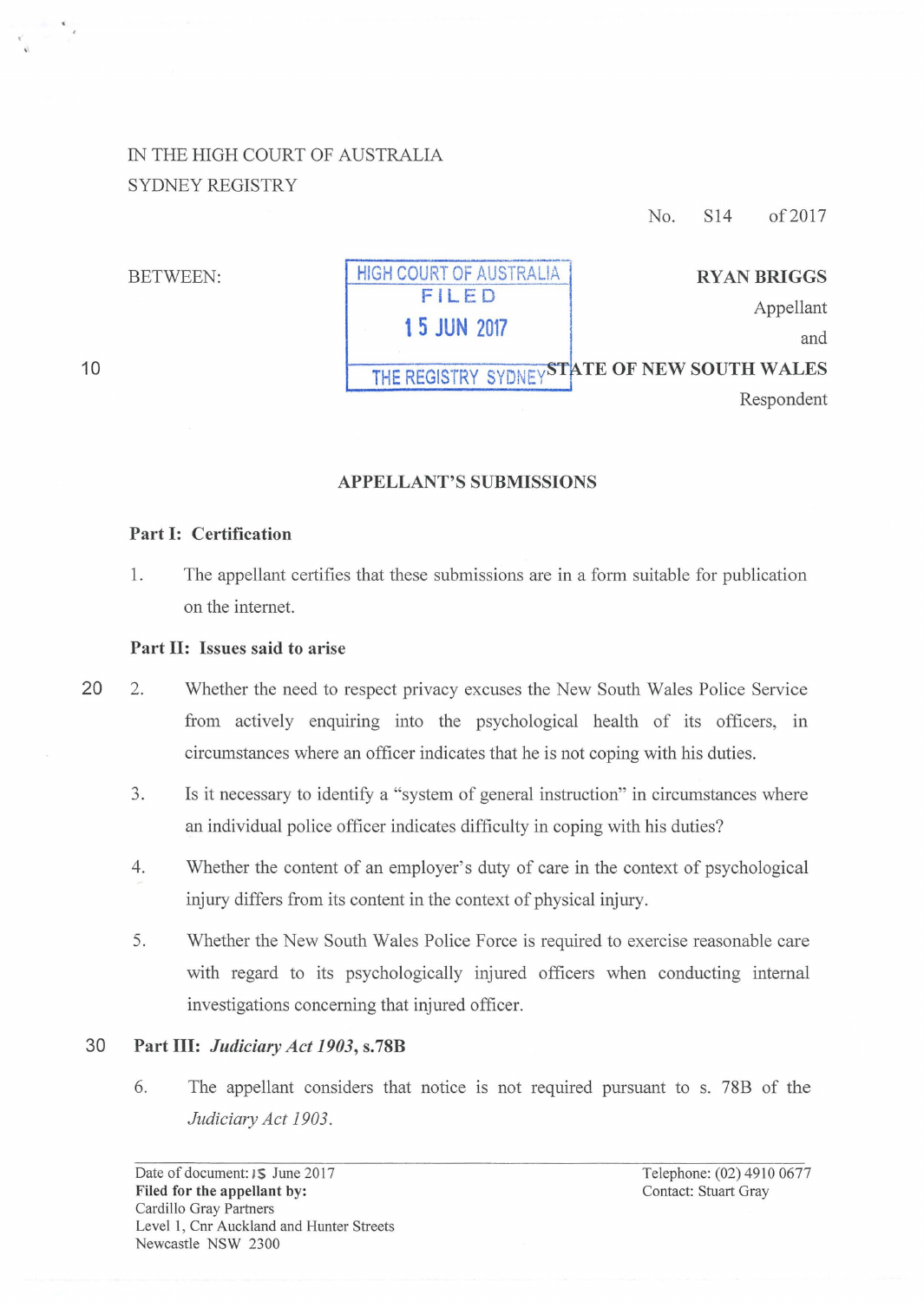IN THE HIGH COURT OF AUSTRALIA
SYDNEY REGISTRY

No. S14 of 2017

BETWEEN:

HIGH COURT OF AUSTRALIA
FILED
15 JUN 2017
THE REGISTRY SYDNEY

**RYAN BRIGGS**
Appellant

and

**STATE OF NEW SOUTH WALES**
Respondent

## APPELLANT'S SUBMISSIONS

### Part I: Certification

1. The appellant certifies that these submissions are in a form suitable for publication on the internet.

### Part II: Issues said to arise

2. Whether the need to respect privacy excuses the New South Wales Police Service from actively enquiring into the psychological health of its officers, in circumstances where an officer indicates that he is not coping with his duties.

3. Is it necessary to identify a "system of general instruction" in circumstances where an individual police officer indicates difficulty in coping with his duties?

4. Whether the content of an employer's duty of care in the context of psychological injury differs from its content in the context of physical injury.

5. Whether the New South Wales Police Force is required to exercise reasonable care with regard to its psychologically injured officers when conducting internal investigations concerning that injured officer.

### Part III: *Judiciary Act 1903*, s.78B

6. The appellant considers that notice is not required pursuant to s. 78B of the *Judiciary Act 1903*.

Date of document: 15 June 2017
**Filed for the appellant by:**
Cardillo Gray Partners
Level 1, Cnr Auckland and Hunter Streets
Newcastle NSW 2300

Telephone: (02) 4910 0677
Contact: Stuart Gray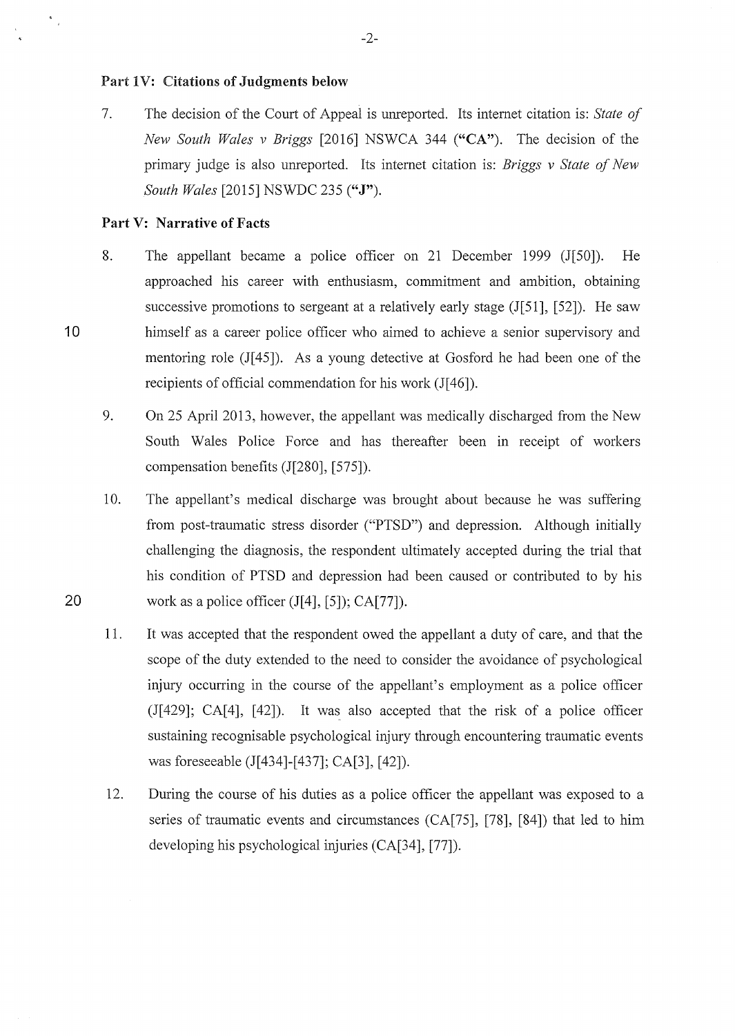## Part 1V: Citations of Judgments below

7. The decision of the Court of Appeal is unreported. Its internet citation is: *State of New South Wales v Briggs* [2016] NSWCA 344 (**"CA"**). The decision of the primary judge is also unreported. Its internet citation is: *Briggs v State of New South Wales* [2015] NSWDC 235 (**"J"**).

## Part V: Narrative of Facts

8. The appellant became a police officer on 21 December 1999 (J[50]). He approached his career with enthusiasm, commitment and ambition, obtaining successive promotions to sergeant at a relatively early stage (J[51], [52]). He saw himself as a career police officer who aimed to achieve a senior supervisory and mentoring role (J[45]). As a young detective at Gosford he had been one of the recipients of official commendation for his work (J[46]).

9. On 25 April 2013, however, the appellant was medically discharged from the New South Wales Police Force and has thereafter been in receipt of workers compensation benefits (J[280], [575]).

10. The appellant's medical discharge was brought about because he was suffering from post-traumatic stress disorder ("PTSD") and depression. Although initially challenging the diagnosis, the respondent ultimately accepted during the trial that his condition of PTSD and depression had been caused or contributed to by his work as a police officer (J[4], [5]); CA[77]).

11. It was accepted that the respondent owed the appellant a duty of care, and that the scope of the duty extended to the need to consider the avoidance of psychological injury occurring in the course of the appellant's employment as a police officer (J[429]; CA[4], [42]). It was also accepted that the risk of a police officer sustaining recognisable psychological injury through encountering traumatic events was foreseeable (J[434]-[437]; CA[3], [42]).

12. During the course of his duties as a police officer the appellant was exposed to a series of traumatic events and circumstances (CA[75], [78], [84]) that led to him developing his psychological injuries (CA[34], [77]).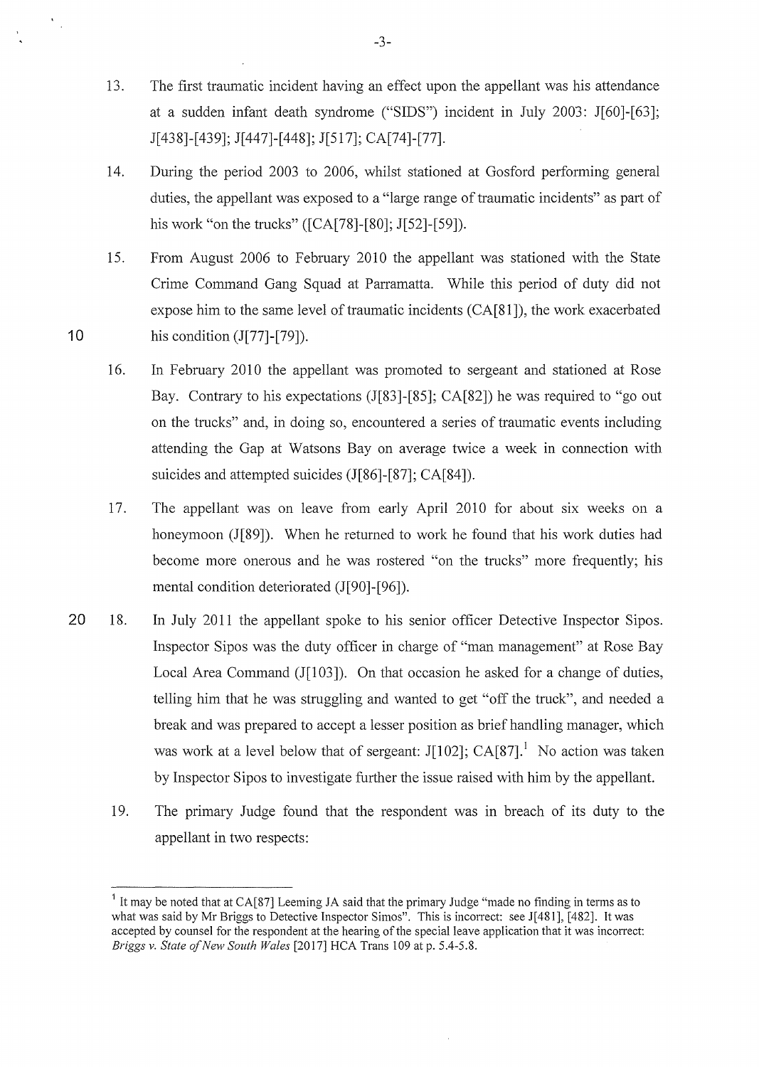13. The first traumatic incident having an effect upon the appellant was his attendance at a sudden infant death syndrome ("SIDS") incident in July 2003: J[60]-[63]; J[438]-[439]; J[447]-[448]; J[517]; CA[74]-[77].

14. During the period 2003 to 2006, whilst stationed at Gosford performing general duties, the appellant was exposed to a "large range of traumatic incidents" as part of his work "on the trucks" ([CA[78]-[80]; J[52]-[59]).

15. From August 2006 to February 2010 the appellant was stationed with the State Crime Command Gang Squad at Parramatta. While this period of duty did not expose him to the same level of traumatic incidents (CA[81]), the work exacerbated his condition (J[77]-[79]).

16. In February 2010 the appellant was promoted to sergeant and stationed at Rose Bay. Contrary to his expectations (J[83]-[85]; CA[82]) he was required to "go out on the trucks" and, in doing so, encountered a series of traumatic events including attending the Gap at Watsons Bay on average twice a week in connection with suicides and attempted suicides (J[86]-[87]; CA[84]).

17. The appellant was on leave from early April 2010 for about six weeks on a honeymoon (J[89]). When he returned to work he found that his work duties had become more onerous and he was rostered "on the trucks" more frequently; his mental condition deteriorated (J[90]-[96]).

18. In July 2011 the appellant spoke to his senior officer Detective Inspector Sipos. Inspector Sipos was the duty officer in charge of "man management" at Rose Bay Local Area Command (J[103]). On that occasion he asked for a change of duties, telling him that he was struggling and wanted to get "off the truck", and needed a break and was prepared to accept a lesser position as brief handling manager, which was work at a level below that of sergeant: J[102]; CA[87].[1] No action was taken by Inspector Sipos to investigate further the issue raised with him by the appellant.

19. The primary Judge found that the respondent was in breach of its duty to the appellant in two respects:

---

[1] It may be noted that at CA[87] Leeming JA said that the primary Judge "made no finding in terms as to what was said by Mr Briggs to Detective Inspector Simos". This is incorrect: see J[481], [482]. It was accepted by counsel for the respondent at the hearing of the special leave application that it was incorrect: *Briggs v. State of New South Wales* [2017] HCA Trans 109 at p. 5.4-5.8.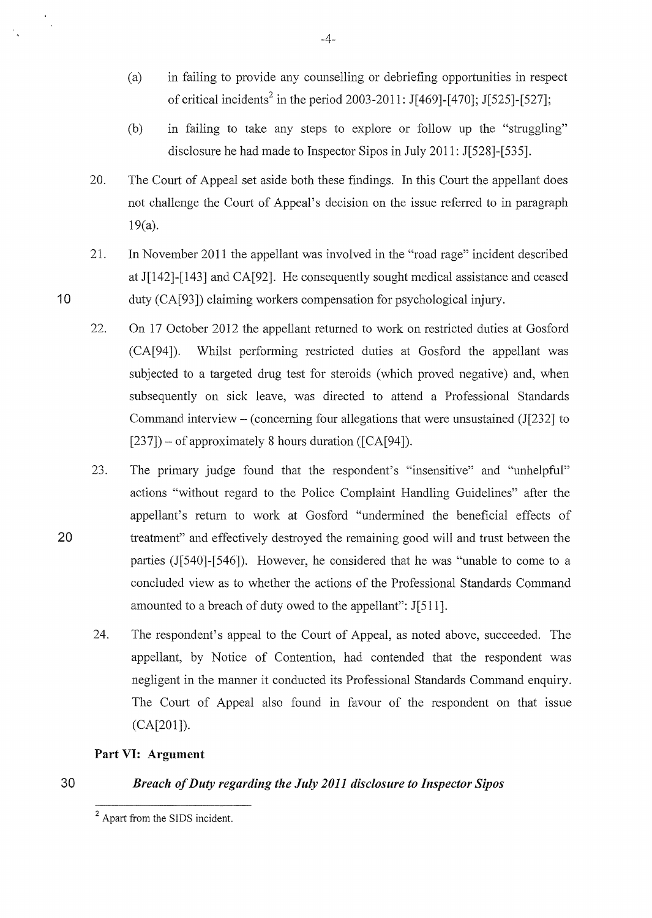(a) in failing to provide any counselling or debriefing opportunities in respect of critical incidents[2] in the period 2003-2011: J[469]-[470]; J[525]-[527];

(b) in failing to take any steps to explore or follow up the "struggling" disclosure he had made to Inspector Sipos in July 2011: J[528]-[535].

20. The Court of Appeal set aside both these findings. In this Court the appellant does not challenge the Court of Appeal's decision on the issue referred to in paragraph 19(a).

21. In November 2011 the appellant was involved in the "road rage" incident described at J[142]-[143] and CA[92]. He consequently sought medical assistance and ceased duty (CA[93]) claiming workers compensation for psychological injury.

22. On 17 October 2012 the appellant returned to work on restricted duties at Gosford (CA[94]). Whilst performing restricted duties at Gosford the appellant was subjected to a targeted drug test for steroids (which proved negative) and, when subsequently on sick leave, was directed to attend a Professional Standards Command interview – (concerning four allegations that were unsustained (J[232] to [237]) – of approximately 8 hours duration ([CA[94]).

23. The primary judge found that the respondent's "insensitive" and "unhelpful" actions "without regard to the Police Complaint Handling Guidelines" after the appellant's return to work at Gosford "undermined the beneficial effects of treatment" and effectively destroyed the remaining good will and trust between the parties (J[540]-[546]). However, he considered that he was "unable to come to a concluded view as to whether the actions of the Professional Standards Command amounted to a breach of duty owed to the appellant": J[511].

24. The respondent's appeal to the Court of Appeal, as noted above, succeeded. The appellant, by Notice of Contention, had contended that the respondent was negligent in the manner it conducted its Professional Standards Command enquiry. The Court of Appeal also found in favour of the respondent on that issue (CA[201]).

## Part VI: Argument

### *Breach of Duty regarding the July 2011 disclosure to Inspector Sipos*

[2] Apart from the SIDS incident.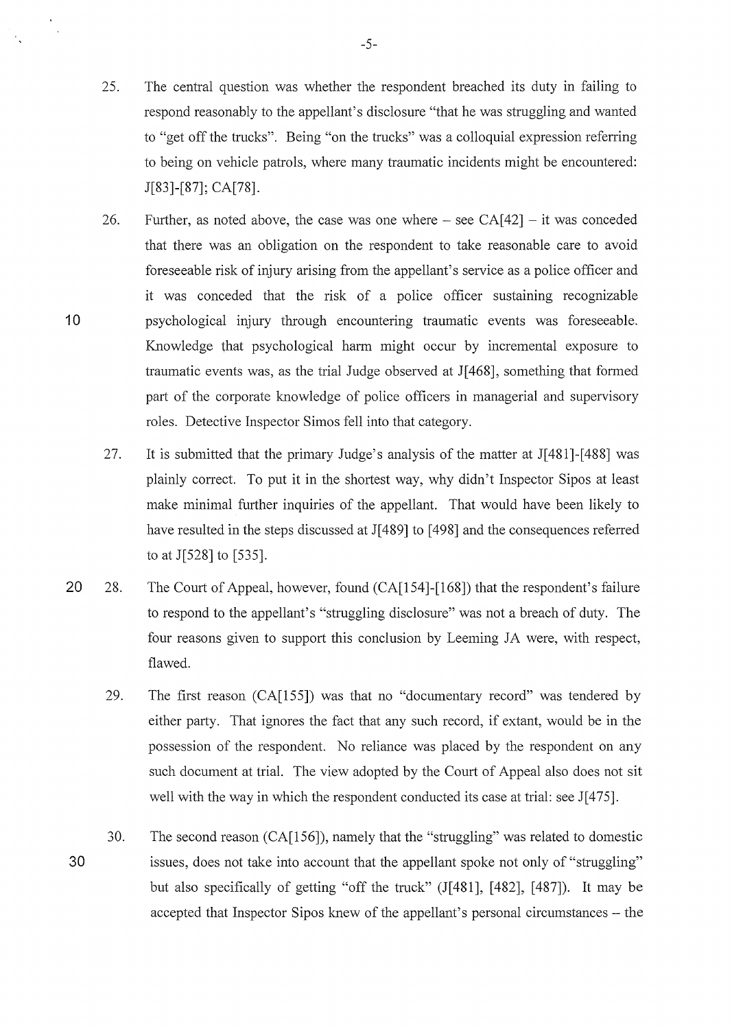25. The central question was whether the respondent breached its duty in failing to respond reasonably to the appellant's disclosure "that he was struggling and wanted to "get off the trucks". Being "on the trucks" was a colloquial expression referring to being on vehicle patrols, where many traumatic incidents might be encountered: J[83]-[87]; CA[78].

26. Further, as noted above, the case was one where – see CA[42] – it was conceded that there was an obligation on the respondent to take reasonable care to avoid foreseeable risk of injury arising from the appellant's service as a police officer and it was conceded that the risk of a police officer sustaining recognizable psychological injury through encountering traumatic events was foreseeable. Knowledge that psychological harm might occur by incremental exposure to traumatic events was, as the trial Judge observed at J[468], something that formed part of the corporate knowledge of police officers in managerial and supervisory roles. Detective Inspector Simos fell into that category.

27. It is submitted that the primary Judge's analysis of the matter at J[481]-[488] was plainly correct. To put it in the shortest way, why didn't Inspector Sipos at least make minimal further inquiries of the appellant. That would have been likely to have resulted in the steps discussed at J[489] to [498] and the consequences referred to at J[528] to [535].

28. The Court of Appeal, however, found (CA[154]-[168]) that the respondent's failure to respond to the appellant's "struggling disclosure" was not a breach of duty. The four reasons given to support this conclusion by Leeming JA were, with respect, flawed.

29. The first reason (CA[155]) was that no "documentary record" was tendered by either party. That ignores the fact that any such record, if extant, would be in the possession of the respondent. No reliance was placed by the respondent on any such document at trial. The view adopted by the Court of Appeal also does not sit well with the way in which the respondent conducted its case at trial: see J[475].

30. The second reason (CA[156]), namely that the "struggling" was related to domestic issues, does not take into account that the appellant spoke not only of "struggling" but also specifically of getting "off the truck" (J[481], [482], [487]). It may be accepted that Inspector Sipos knew of the appellant's personal circumstances – the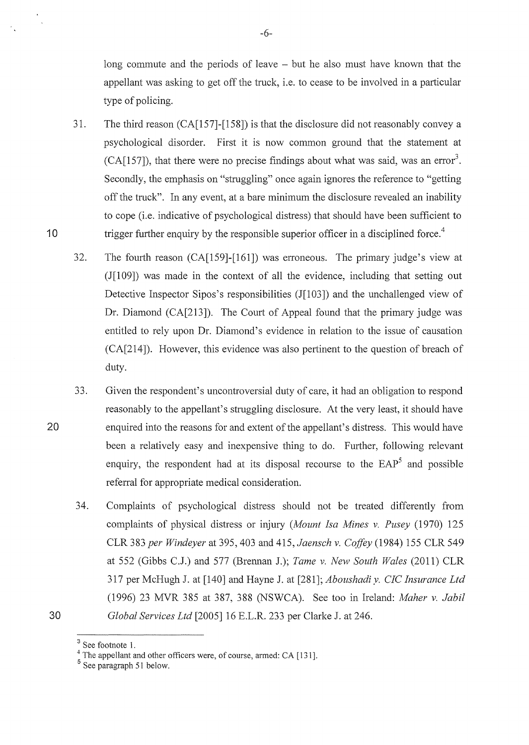long commute and the periods of leave – but he also must have known that the appellant was asking to get off the truck, i.e. to cease to be involved in a particular type of policing.

31. The third reason (CA[157]-[158]) is that the disclosure did not reasonably convey a psychological disorder. First it is now common ground that the statement at (CA[157]), that there were no precise findings about what was said, was an error[3]. Secondly, the emphasis on "struggling" once again ignores the reference to "getting off the truck". In any event, at a bare minimum the disclosure revealed an inability to cope (i.e. indicative of psychological distress) that should have been sufficient to trigger further enquiry by the responsible superior officer in a disciplined force.[4]

32. The fourth reason (CA[159]-[161]) was erroneous. The primary judge's view at (J[109]) was made in the context of all the evidence, including that setting out Detective Inspector Sipos's responsibilities (J[103]) and the unchallenged view of Dr. Diamond (CA[213]). The Court of Appeal found that the primary judge was entitled to rely upon Dr. Diamond's evidence in relation to the issue of causation (CA[214]). However, this evidence was also pertinent to the question of breach of duty.

33. Given the respondent's uncontroversial duty of care, it had an obligation to respond reasonably to the appellant's struggling disclosure. At the very least, it should have enquired into the reasons for and extent of the appellant's distress. This would have been a relatively easy and inexpensive thing to do. Further, following relevant enquiry, the respondent had at its disposal recourse to the EAP[5] and possible referral for appropriate medical consideration.

34. Complaints of psychological distress should not be treated differently from complaints of physical distress or injury (*Mount Isa Mines v. Pusey* (1970) 125 CLR 383 *per Windeyer* at 395, 403 and 415, *Jaensch v. Coffey* (1984) 155 CLR 549 at 552 (Gibbs C.J.) and 577 (Brennan J.); *Tame v. New South Wales* (2011) CLR 317 per McHugh J. at [140] and Hayne J. at [281]; *Aboushadi v. CIC Insurance Ltd* (1996) 23 MVR 385 at 387, 388 (NSWCA). See too in Ireland: *Maher v. Jabil Global Services Ltd* [2005] 16 E.L.R. 233 per Clarke J. at 246.

---

[3] See footnote 1.

[4] The appellant and other officers were, of course, armed: CA [131].

[5] See paragraph 51 below.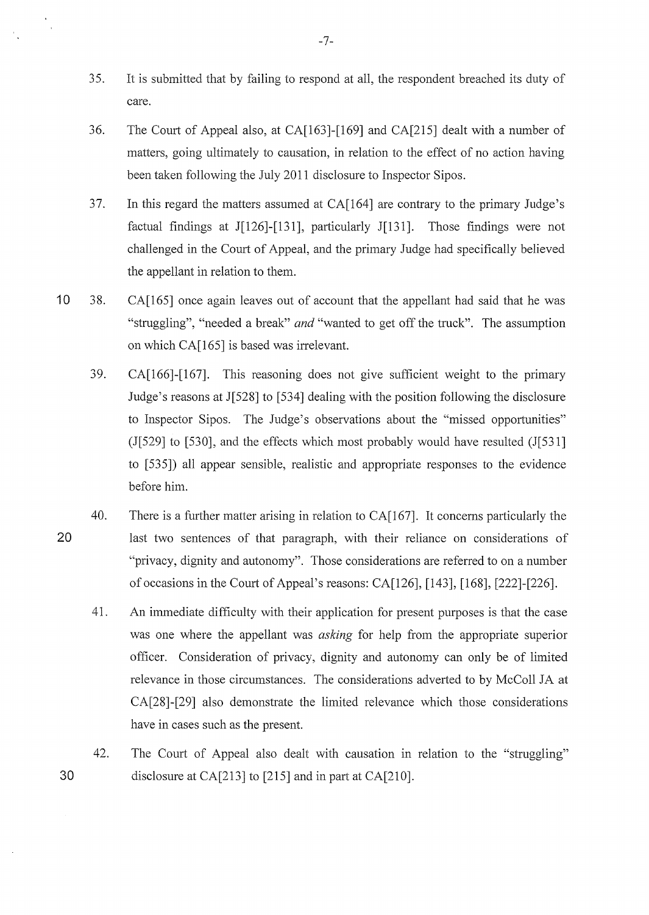35. It is submitted that by failing to respond at all, the respondent breached its duty of care.

36. The Court of Appeal also, at CA[163]-[169] and CA[215] dealt with a number of matters, going ultimately to causation, in relation to the effect of no action having been taken following the July 2011 disclosure to Inspector Sipos.

37. In this regard the matters assumed at CA[164] are contrary to the primary Judge's factual findings at J[126]-[131], particularly J[131]. Those findings were not challenged in the Court of Appeal, and the primary Judge had specifically believed the appellant in relation to them.

38. CA[165] once again leaves out of account that the appellant had said that he was "struggling", "needed a break" *and* "wanted to get off the truck". The assumption on which CA[165] is based was irrelevant.

39. CA[166]-[167]. This reasoning does not give sufficient weight to the primary Judge's reasons at J[528] to [534] dealing with the position following the disclosure to Inspector Sipos. The Judge's observations about the "missed opportunities" (J[529] to [530], and the effects which most probably would have resulted (J[531] to [535]) all appear sensible, realistic and appropriate responses to the evidence before him.

40. There is a further matter arising in relation to CA[167]. It concerns particularly the last two sentences of that paragraph, with their reliance on considerations of "privacy, dignity and autonomy". Those considerations are referred to on a number of occasions in the Court of Appeal's reasons: CA[126], [143], [168], [222]-[226].

41. An immediate difficulty with their application for present purposes is that the case was one where the appellant was *asking* for help from the appropriate superior officer. Consideration of privacy, dignity and autonomy can only be of limited relevance in those circumstances. The considerations adverted to by McColl JA at CA[28]-[29] also demonstrate the limited relevance which those considerations have in cases such as the present.

42. The Court of Appeal also dealt with causation in relation to the "struggling" disclosure at CA[213] to [215] and in part at CA[210].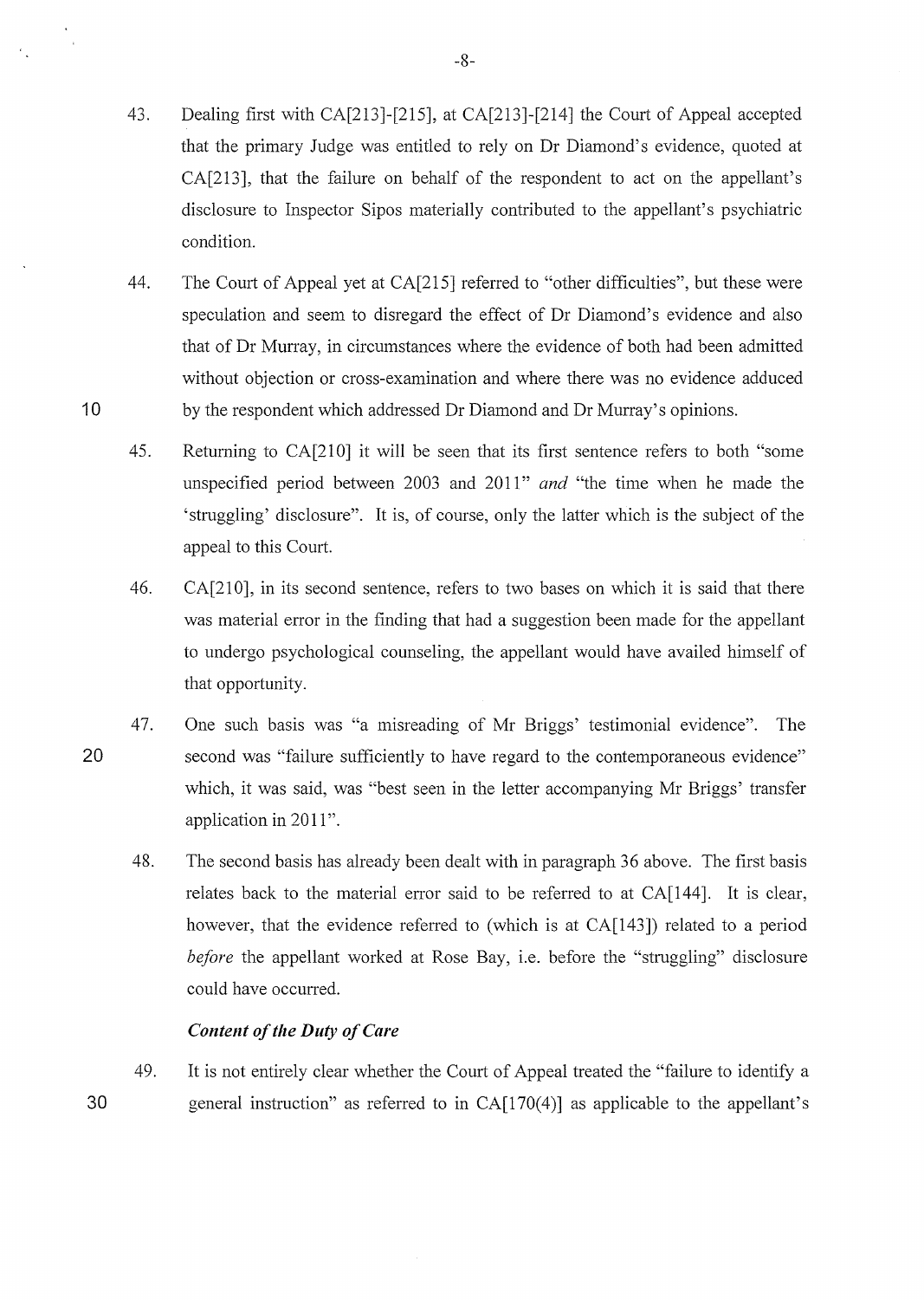43. Dealing first with CA[213]-[215], at CA[213]-[214] the Court of Appeal accepted that the primary Judge was entitled to rely on Dr Diamond's evidence, quoted at CA[213], that the failure on behalf of the respondent to act on the appellant's disclosure to Inspector Sipos materially contributed to the appellant's psychiatric condition.

44. The Court of Appeal yet at CA[215] referred to "other difficulties", but these were speculation and seem to disregard the effect of Dr Diamond's evidence and also that of Dr Murray, in circumstances where the evidence of both had been admitted without objection or cross-examination and where there was no evidence adduced by the respondent which addressed Dr Diamond and Dr Murray's opinions.

45. Returning to CA[210] it will be seen that its first sentence refers to both "some unspecified period between 2003 and 2011" *and* "the time when he made the 'struggling' disclosure". It is, of course, only the latter which is the subject of the appeal to this Court.

46. CA[210], in its second sentence, refers to two bases on which it is said that there was material error in the finding that had a suggestion been made for the appellant to undergo psychological counseling, the appellant would have availed himself of that opportunity.

47. One such basis was "a misreading of Mr Briggs' testimonial evidence". The second was "failure sufficiently to have regard to the contemporaneous evidence" which, it was said, was "best seen in the letter accompanying Mr Briggs' transfer application in 2011".

48. The second basis has already been dealt with in paragraph 36 above. The first basis relates back to the material error said to be referred to at CA[144]. It is clear, however, that the evidence referred to (which is at CA[143]) related to a period *before* the appellant worked at Rose Bay, i.e. before the "struggling" disclosure could have occurred.

### *Content of the Duty of Care*

49. It is not entirely clear whether the Court of Appeal treated the "failure to identify a general instruction" as referred to in CA[170(4)] as applicable to the appellant's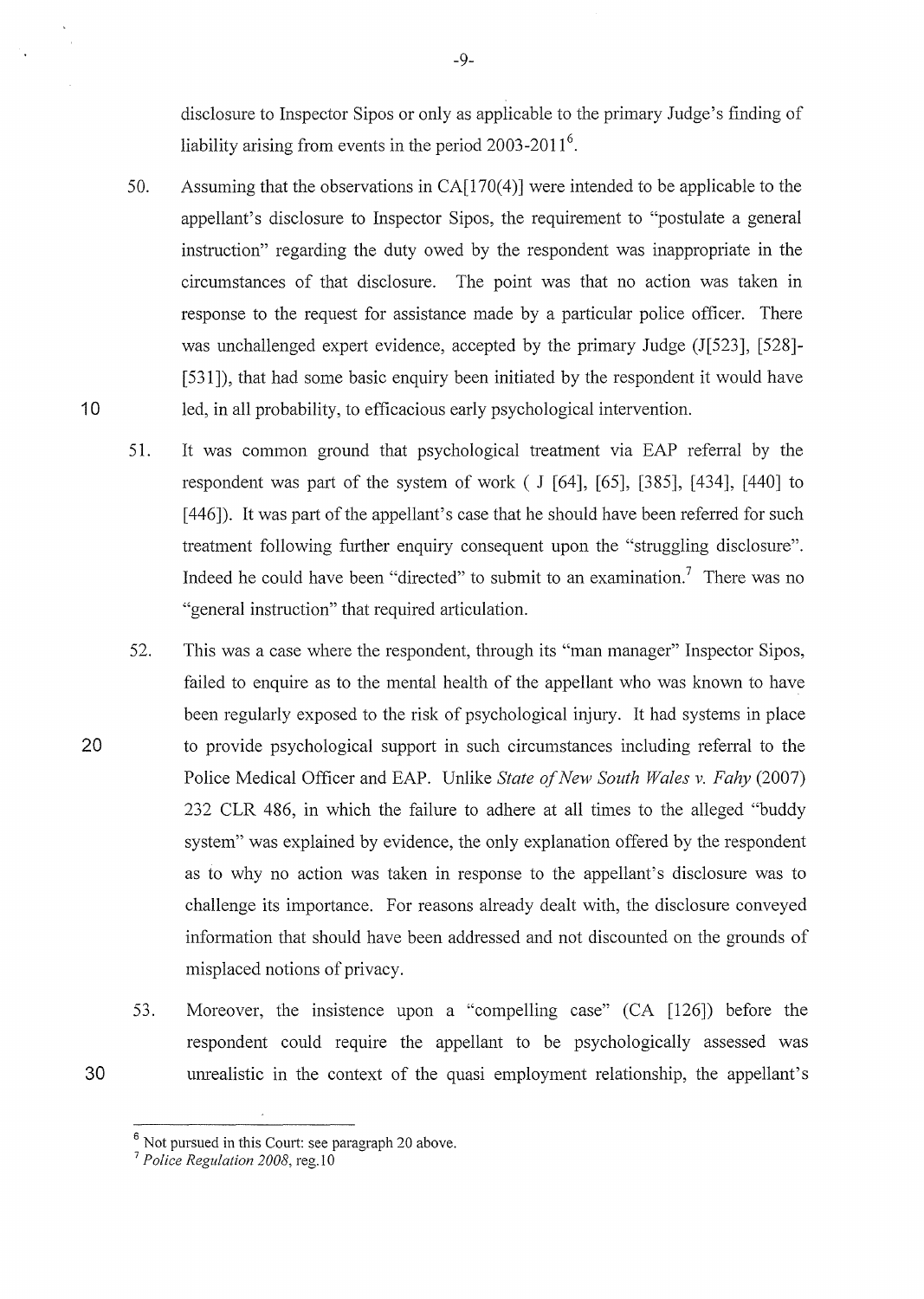disclosure to Inspector Sipos or only as applicable to the primary Judge's finding of liability arising from events in the period 2003-2011[6].

50. Assuming that the observations in CA[170(4)] were intended to be applicable to the appellant's disclosure to Inspector Sipos, the requirement to "postulate a general instruction" regarding the duty owed by the respondent was inappropriate in the circumstances of that disclosure. The point was that no action was taken in response to the request for assistance made by a particular police officer. There was unchallenged expert evidence, accepted by the primary Judge (J[523], [528]-[531]), that had some basic enquiry been initiated by the respondent it would have led, in all probability, to efficacious early psychological intervention.

51. It was common ground that psychological treatment via EAP referral by the respondent was part of the system of work ( J [64], [65], [385], [434], [440] to [446]). It was part of the appellant's case that he should have been referred for such treatment following further enquiry consequent upon the "struggling disclosure". Indeed he could have been "directed" to submit to an examination.[7] There was no "general instruction" that required articulation.

52. This was a case where the respondent, through its "man manager" Inspector Sipos, failed to enquire as to the mental health of the appellant who was known to have been regularly exposed to the risk of psychological injury. It had systems in place to provide psychological support in such circumstances including referral to the Police Medical Officer and EAP. Unlike *State of New South Wales v. Fahy* (2007) 232 CLR 486, in which the failure to adhere at all times to the alleged "buddy system" was explained by evidence, the only explanation offered by the respondent as to why no action was taken in response to the appellant's disclosure was to challenge its importance. For reasons already dealt with, the disclosure conveyed information that should have been addressed and not discounted on the grounds of misplaced notions of privacy.

53. Moreover, the insistence upon a "compelling case" (CA [126]) before the respondent could require the appellant to be psychologically assessed was unrealistic in the context of the quasi employment relationship, the appellant's

---

[6] Not pursued in this Court: see paragraph 20 above.

[7] *Police Regulation 2008*, reg.10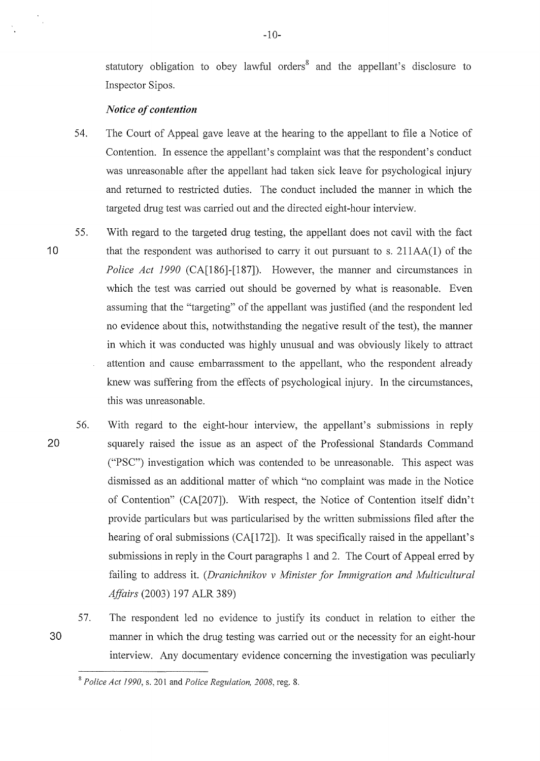statutory obligation to obey lawful orders[8] and the appellant's disclosure to Inspector Sipos.

### *Notice of contention*

54. The Court of Appeal gave leave at the hearing to the appellant to file a Notice of Contention. In essence the appellant's complaint was that the respondent's conduct was unreasonable after the appellant had taken sick leave for psychological injury and returned to restricted duties. The conduct included the manner in which the targeted drug test was carried out and the directed eight-hour interview.

55. With regard to the targeted drug testing, the appellant does not cavil with the fact that the respondent was authorised to carry it out pursuant to s. 211AA(1) of the *Police Act 1990* (CA[186]-[187]). However, the manner and circumstances in which the test was carried out should be governed by what is reasonable. Even assuming that the "targeting" of the appellant was justified (and the respondent led no evidence about this, notwithstanding the negative result of the test), the manner in which it was conducted was highly unusual and was obviously likely to attract attention and cause embarrassment to the appellant, who the respondent already knew was suffering from the effects of psychological injury. In the circumstances, this was unreasonable.

56. With regard to the eight-hour interview, the appellant's submissions in reply squarely raised the issue as an aspect of the Professional Standards Command ("PSC") investigation which was contended to be unreasonable. This aspect was dismissed as an additional matter of which "no complaint was made in the Notice of Contention" (CA[207]). With respect, the Notice of Contention itself didn't provide particulars but was particularised by the written submissions filed after the hearing of oral submissions (CA[172]). It was specifically raised in the appellant's submissions in reply in the Court paragraphs 1 and 2. The Court of Appeal erred by failing to address it. (*Dranichnikov v Minister for Immigration and Multicultural Affairs* (2003) 197 ALR 389)

57. The respondent led no evidence to justify its conduct in relation to either the manner in which the drug testing was carried out or the necessity for an eight-hour interview. Any documentary evidence concerning the investigation was peculiarly

---

[8] *Police Act 1990*, s. 201 and *Police Regulation, 2008*, reg. 8.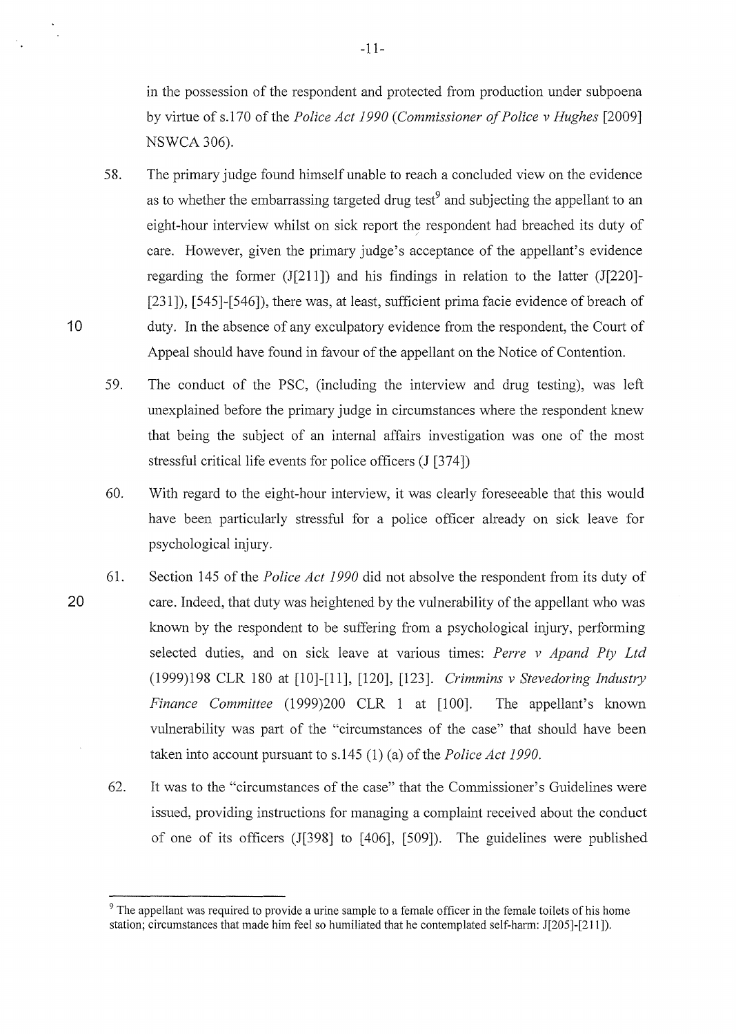in the possession of the respondent and protected from production under subpoena by virtue of s.170 of the *Police Act 1990* (*Commissioner of Police v Hughes* [2009] NSWCA 306).

58. The primary judge found himself unable to reach a concluded view on the evidence as to whether the embarrassing targeted drug test[9] and subjecting the appellant to an eight-hour interview whilst on sick report the respondent had breached its duty of care. However, given the primary judge's acceptance of the appellant's evidence regarding the former (J[211]) and his findings in relation to the latter (J[220]-[231]), [545]-[546]), there was, at least, sufficient prima facie evidence of breach of duty. In the absence of any exculpatory evidence from the respondent, the Court of Appeal should have found in favour of the appellant on the Notice of Contention.

59. The conduct of the PSC, (including the interview and drug testing), was left unexplained before the primary judge in circumstances where the respondent knew that being the subject of an internal affairs investigation was one of the most stressful critical life events for police officers (J [374])

60. With regard to the eight-hour interview, it was clearly foreseeable that this would have been particularly stressful for a police officer already on sick leave for psychological injury.

61. Section 145 of the *Police Act 1990* did not absolve the respondent from its duty of care. Indeed, that duty was heightened by the vulnerability of the appellant who was known by the respondent to be suffering from a psychological injury, performing selected duties, and on sick leave at various times: *Perre v Apand Pty Ltd* (1999)198 CLR 180 at [10]-[11], [120], [123]. *Crimmins v Stevedoring Industry Finance Committee* (1999)200 CLR 1 at [100]. The appellant's known vulnerability was part of the "circumstances of the case" that should have been taken into account pursuant to s.145 (1) (a) of the *Police Act 1990*.

62. It was to the "circumstances of the case" that the Commissioner's Guidelines were issued, providing instructions for managing a complaint received about the conduct of one of its officers (J[398] to [406], [509]). The guidelines were published

---

[9] The appellant was required to provide a urine sample to a female officer in the female toilets of his home station; circumstances that made him feel so humiliated that he contemplated self-harm: J[205]-[211]).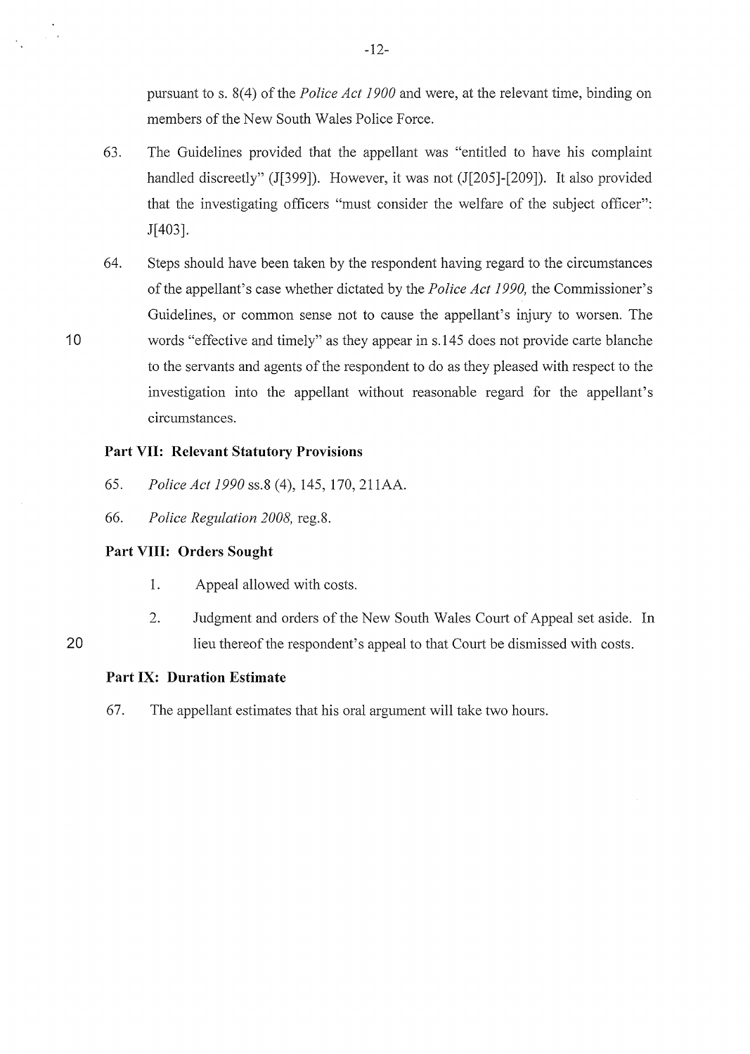pursuant to s. 8(4) of the *Police Act 1900* and were, at the relevant time, binding on members of the New South Wales Police Force.

63. The Guidelines provided that the appellant was "entitled to have his complaint handled discreetly" (J[399]). However, it was not (J[205]-[209]). It also provided that the investigating officers "must consider the welfare of the subject officer": J[403].

64. Steps should have been taken by the respondent having regard to the circumstances of the appellant's case whether dictated by the *Police Act 1990,* the Commissioner's Guidelines, or common sense not to cause the appellant's injury to worsen. The words "effective and timely" as they appear in s.145 does not provide carte blanche to the servants and agents of the respondent to do as they pleased with respect to the investigation into the appellant without reasonable regard for the appellant's circumstances.

**Part VII: Relevant Statutory Provisions**

65. *Police Act 1990* ss.8 (4), 145, 170, 211AA.

66. *Police Regulation 2008,* reg.8.

**Part VIII: Orders Sought**

1. Appeal allowed with costs.

2. Judgment and orders of the New South Wales Court of Appeal set aside. In lieu thereof the respondent's appeal to that Court be dismissed with costs.

**Part IX: Duration Estimate**

67. The appellant estimates that his oral argument will take two hours.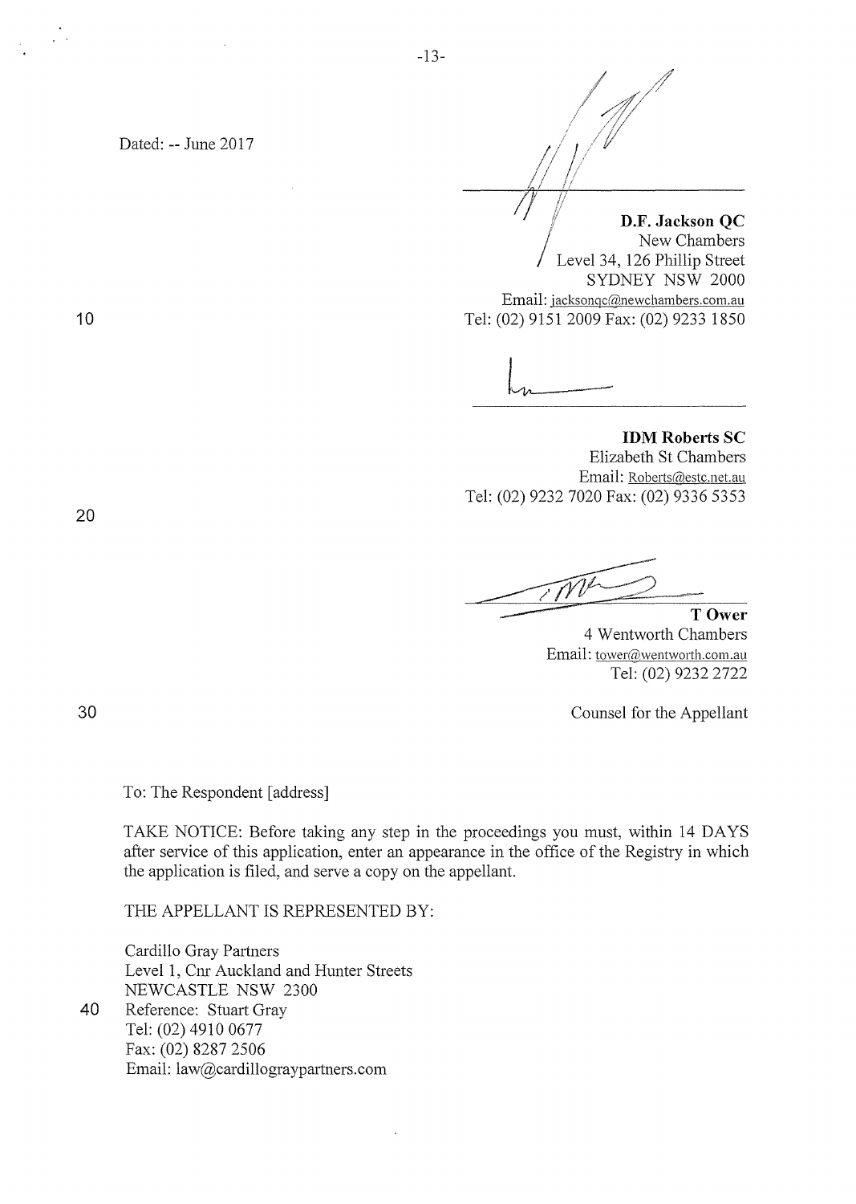Dated: -- June 2017

**D.F. Jackson QC**
New Chambers
Level 34, 126 Phillip Street
SYDNEY NSW 2000
Email: jacksonqc@newchambers.com.au
Tel: (02) 9151 2009 Fax: (02) 9233 1850

**IDM Roberts SC**
Elizabeth St Chambers
Email: Roberts@estc.net.au
Tel: (02) 9232 7020 Fax: (02) 9336 5353

**T Ower**
4 Wentworth Chambers
Email: tower@wentworth.com.au
Tel: (02) 9232 2722

Counsel for the Appellant

To: The Respondent [address]

TAKE NOTICE: Before taking any step in the proceedings you must, within 14 DAYS after service of this application, enter an appearance in the office of the Registry in which the application is filed, and serve a copy on the appellant.

THE APPELLANT IS REPRESENTED BY:

Cardillo Gray Partners
Level 1, Cnr Auckland and Hunter Streets
NEWCASTLE NSW 2300
Reference: Stuart Gray
Tel: (02) 4910 0677
Fax: (02) 8287 2506
Email: law@cardillograypartners.com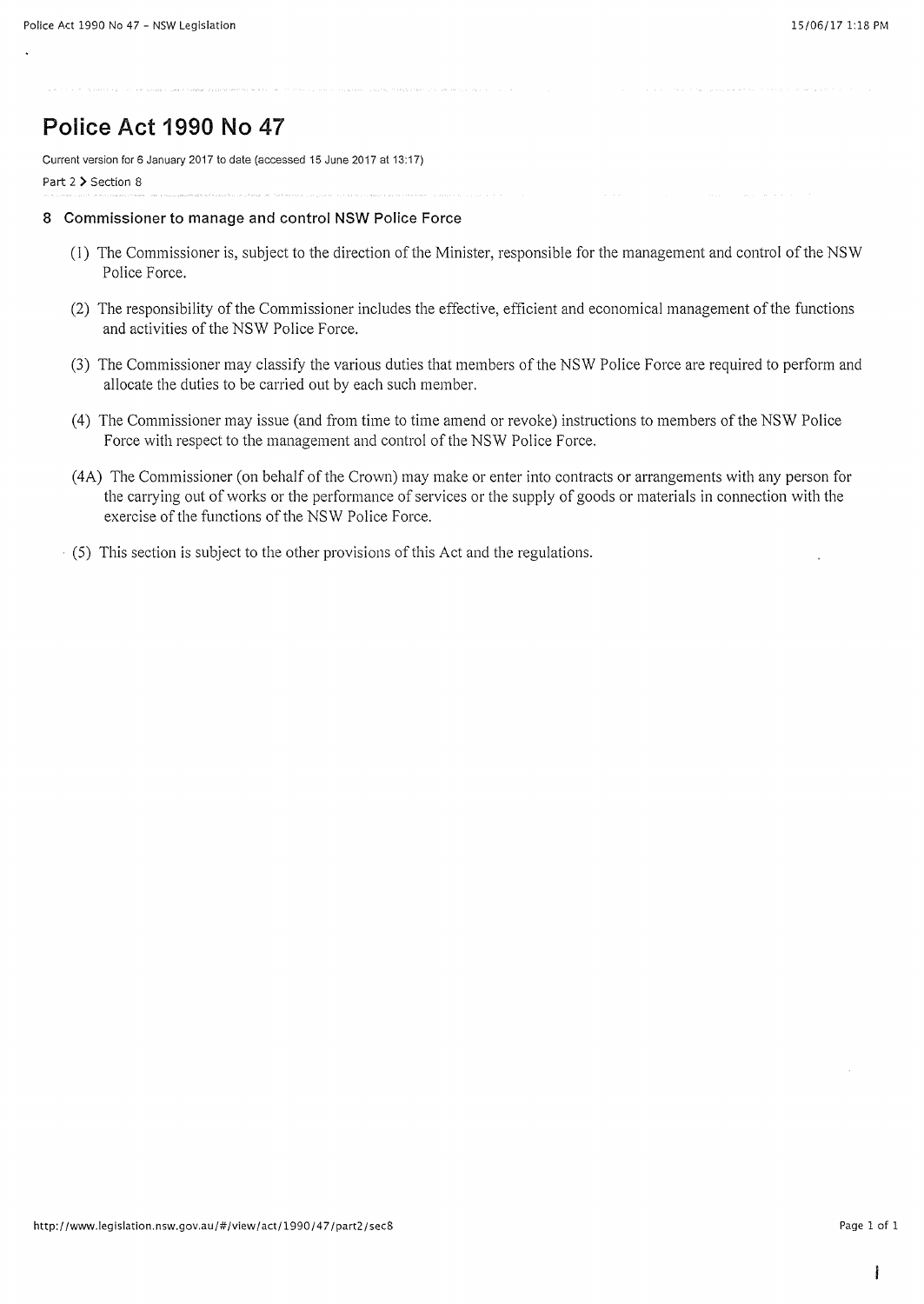# Police Act 1990 No 47

Current version for 6 January 2017 to date (accessed 15 June 2017 at 13:17)

Part 2 > Section 8

## 8 Commissioner to manage and control NSW Police Force

(1) The Commissioner is, subject to the direction of the Minister, responsible for the management and control of the NSW Police Force.

(2) The responsibility of the Commissioner includes the effective, efficient and economical management of the functions and activities of the NSW Police Force.

(3) The Commissioner may classify the various duties that members of the NSW Police Force are required to perform and allocate the duties to be carried out by each such member.

(4) The Commissioner may issue (and from time to time amend or revoke) instructions to members of the NSW Police Force with respect to the management and control of the NSW Police Force.

(4A) The Commissioner (on behalf of the Crown) may make or enter into contracts or arrangements with any person for the carrying out of works or the performance of services or the supply of goods or materials in connection with the exercise of the functions of the NSW Police Force.

(5) This section is subject to the other provisions of this Act and the regulations.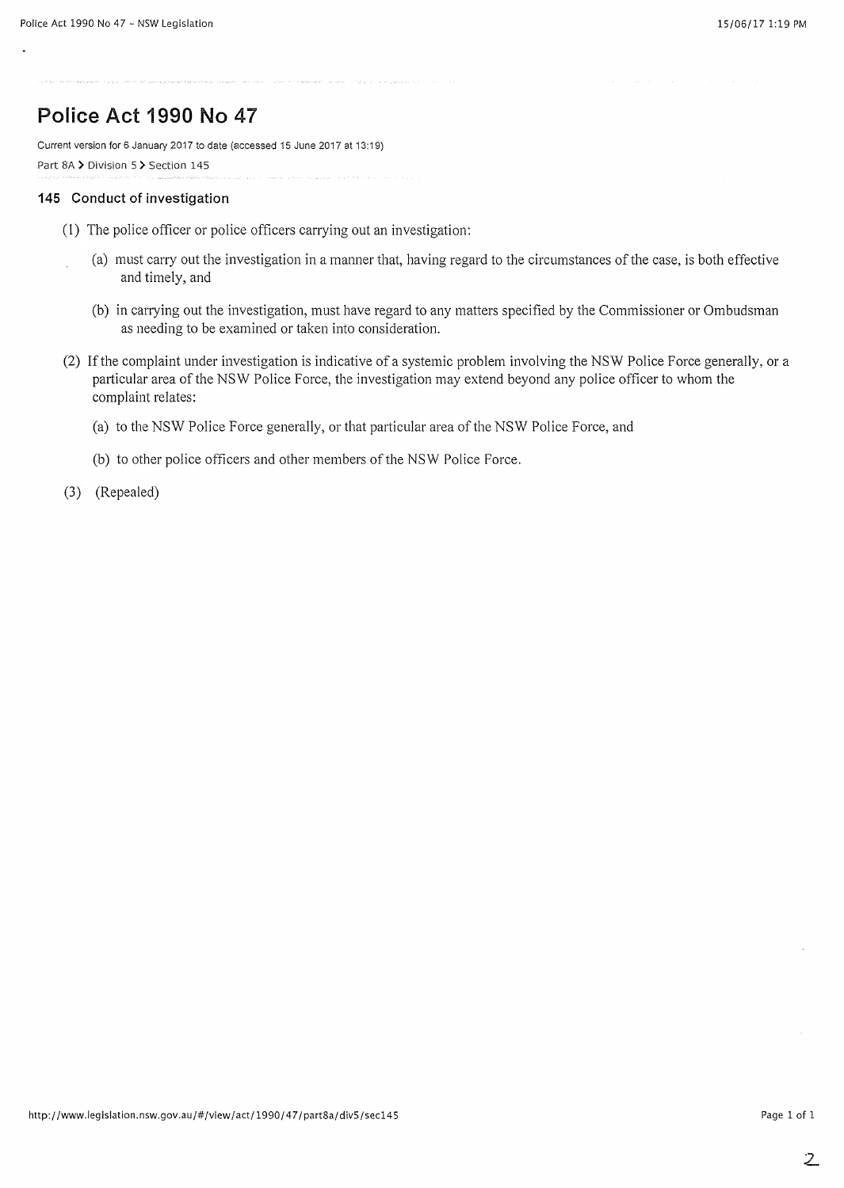# Police Act 1990 No 47

Current version for 6 January 2017 to date (accessed 15 June 2017 at 13:19)

Part 8A > Division 5 > Section 145

### 145 Conduct of investigation

(1) The police officer or police officers carrying out an investigation:

(a) must carry out the investigation in a manner that, having regard to the circumstances of the case, is both effective and timely, and

(b) in carrying out the investigation, must have regard to any matters specified by the Commissioner or Ombudsman as needing to be examined or taken into consideration.

(2) If the complaint under investigation is indicative of a systemic problem involving the NSW Police Force generally, or a particular area of the NSW Police Force, the investigation may extend beyond any police officer to whom the complaint relates:

(a) to the NSW Police Force generally, or that particular area of the NSW Police Force, and

(b) to other police officers and other members of the NSW Police Force.

(3) (Repealed)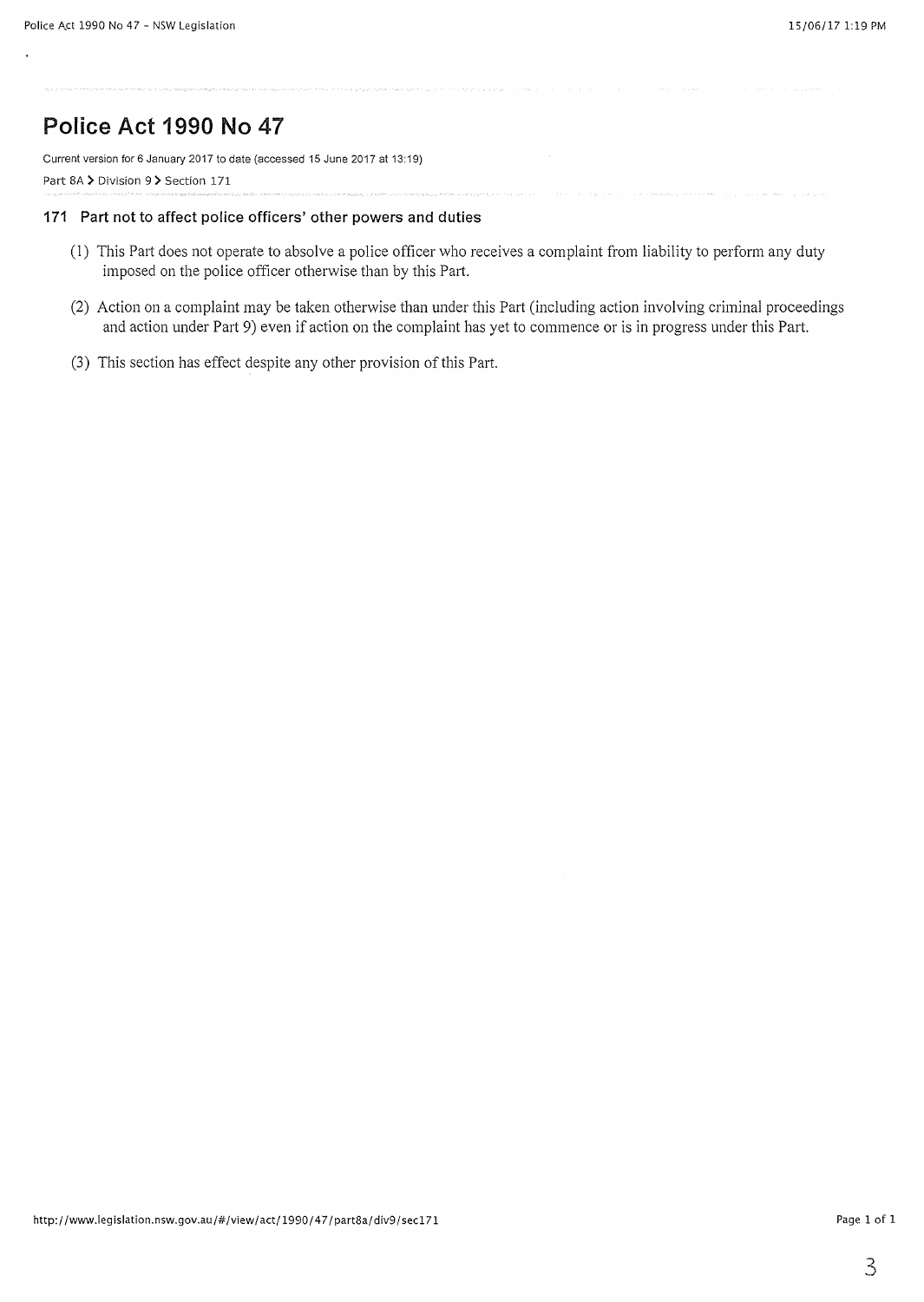# Police Act 1990 No 47

Current version for 6 January 2017 to date (accessed 15 June 2017 at 13:19)

Part 8A > Division 9 > Section 171

### 171 Part not to affect police officers' other powers and duties

(1) This Part does not operate to absolve a police officer who receives a complaint from liability to perform any duty imposed on the police officer otherwise than by this Part.

(2) Action on a complaint may be taken otherwise than under this Part (including action involving criminal proceedings and action under Part 9) even if action on the complaint has yet to commence or is in progress under this Part.

(3) This section has effect despite any other provision of this Part.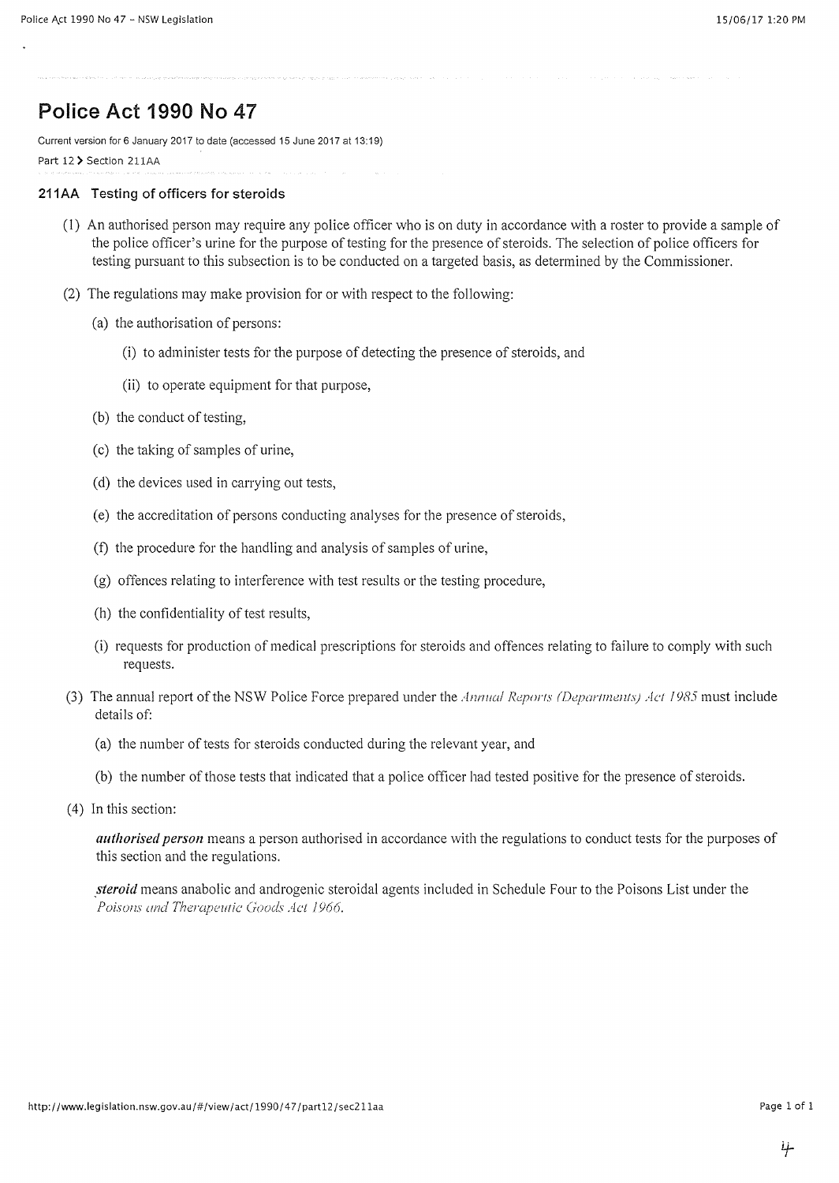# Police Act 1990 No 47

Current version for 6 January 2017 to date (accessed 15 June 2017 at 13:19)

Part 12 > Section 211AA

### 211AA Testing of officers for steroids

(1) An authorised person may require any police officer who is on duty in accordance with a roster to provide a sample of the police officer's urine for the purpose of testing for the presence of steroids. The selection of police officers for testing pursuant to this subsection is to be conducted on a targeted basis, as determined by the Commissioner.

(2) The regulations may make provision for or with respect to the following:

- (a) the authorisation of persons:
  - (i) to administer tests for the purpose of detecting the presence of steroids, and
  - (ii) to operate equipment for that purpose,
- (b) the conduct of testing,
- (c) the taking of samples of urine,
- (d) the devices used in carrying out tests,
- (e) the accreditation of persons conducting analyses for the presence of steroids,
- (f) the procedure for the handling and analysis of samples of urine,
- (g) offences relating to interference with test results or the testing procedure,
- (h) the confidentiality of test results,
- (i) requests for production of medical prescriptions for steroids and offences relating to failure to comply with such requests.

(3) The annual report of the NSW Police Force prepared under the *Annual Reports (Departments) Act 1985* must include details of:

- (a) the number of tests for steroids conducted during the relevant year, and
- (b) the number of those tests that indicated that a police officer had tested positive for the presence of steroids.

(4) In this section:

***authorised person*** means a person authorised in accordance with the regulations to conduct tests for the purposes of this section and the regulations.

***steroid*** means anabolic and androgenic steroidal agents included in Schedule Four to the Poisons List under the *Poisons and Therapeutic Goods Act 1966*.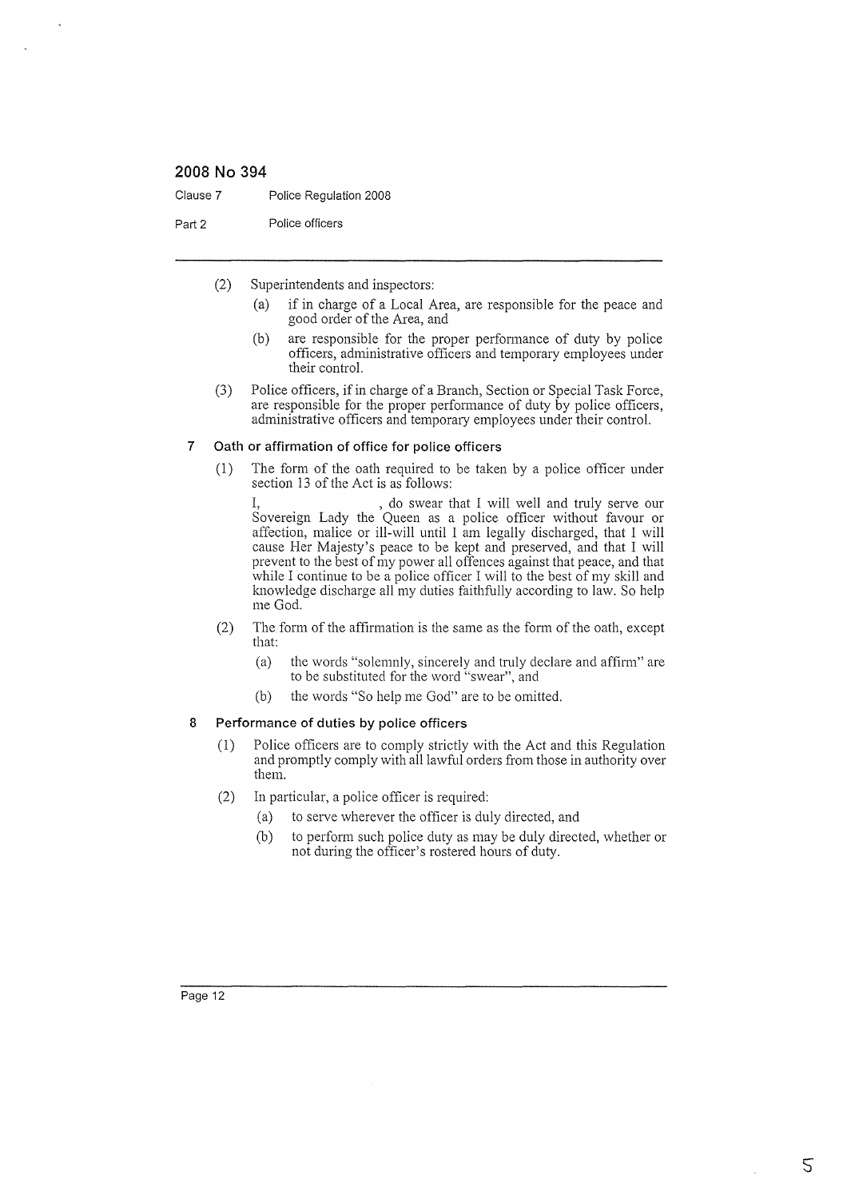(2) Superintendents and inspectors:

(a) if in charge of a Local Area, are responsible for the peace and good order of the Area, and

(b) are responsible for the proper performance of duty by police officers, administrative officers and temporary employees under their control.

(3) Police officers, if in charge of a Branch, Section or Special Task Force, are responsible for the proper performance of duty by police officers, administrative officers and temporary employees under their control.

### 7 Oath or affirmation of office for police officers

(1) The form of the oath required to be taken by a police officer under section 13 of the Act is as follows:

> I, , do swear that I will well and truly serve our Sovereign Lady the Queen as a police officer without favour or affection, malice or ill-will until I am legally discharged, that I will cause Her Majesty's peace to be kept and preserved, and that I will prevent to the best of my power all offences against that peace, and that while I continue to be a police officer I will to the best of my skill and knowledge discharge all my duties faithfully according to law. So help me God.

(2) The form of the affirmation is the same as the form of the oath, except that:

(a) the words "solemnly, sincerely and truly declare and affirm" are to be substituted for the word "swear", and

(b) the words "So help me God" are to be omitted.

### 8 Performance of duties by police officers

(1) Police officers are to comply strictly with the Act and this Regulation and promptly comply with all lawful orders from those in authority over them.

(2) In particular, a police officer is required:

(a) to serve wherever the officer is duly directed, and

(b) to perform such police duty as may be duly directed, whether or not during the officer's rostered hours of duty.